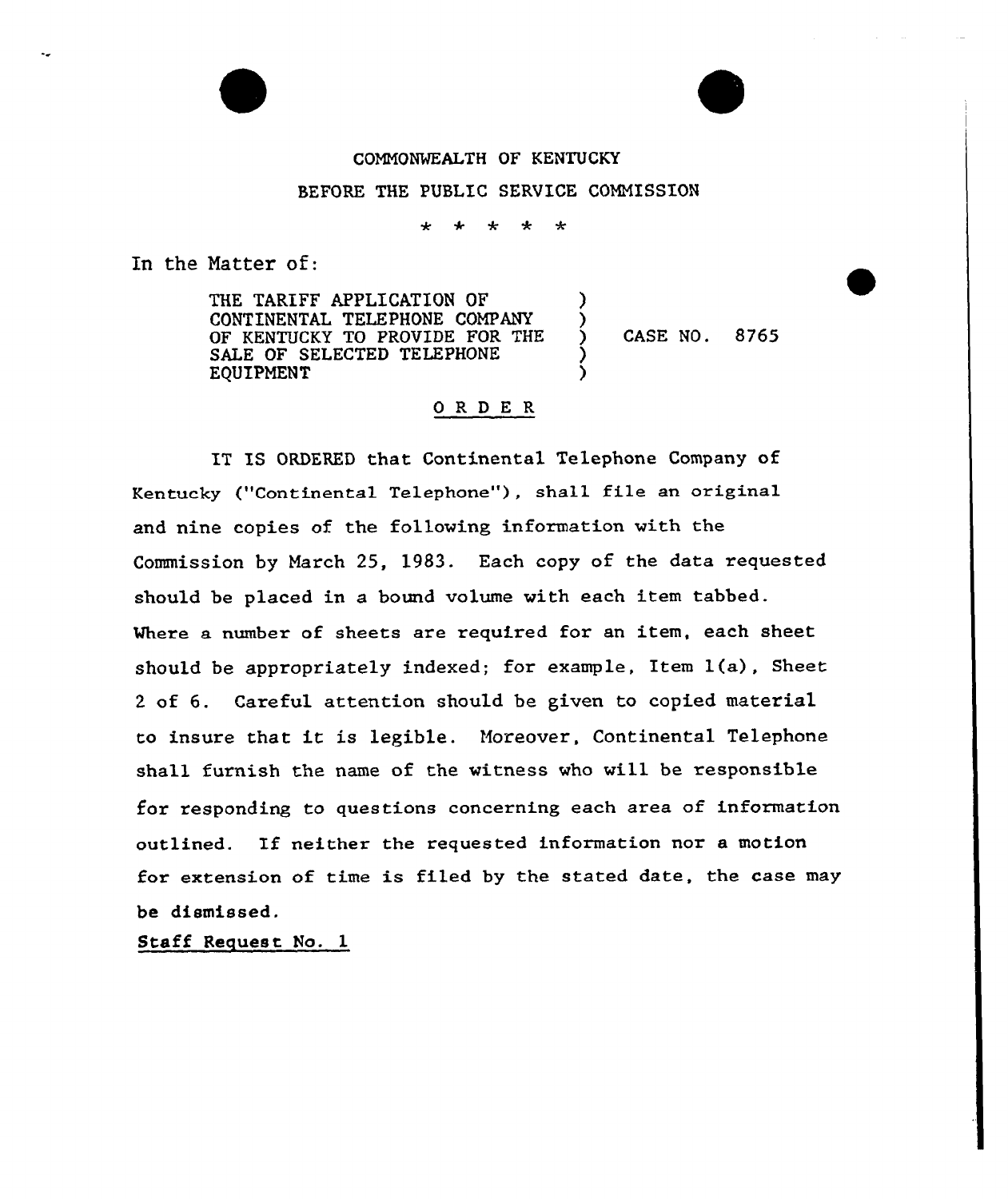COMMONWEALTH OF KENTUCKY

BEFORE THE PUBLIC SERVICE COMMISSION

\* \* \* \* \*

In the Matter of:

| | | |
|---|---|---|
| THE TARIFF APPLICATION OF CONTINENTAL TELEPHONE COMPANY OF KENTUCKY TO PROVIDE FOR THE SALE OF SELECTED TELEPHONE EQUIPMENT | ) | CASE NO. 8765 |

## O R D E R

IT IS ORDERED that Continental Telephone Company of Kentucky ("Continental Telephone"), shall file an original and nine copies of the following information with the Commission by March 25, 1983. Each copy of the data requested should be placed in a bound volume with each item tabbed. Where a number of sheets are required for an item, each sheet should be appropriately indexed; for example, Item 1(a), Sheet 2 of 6. Careful attention should be given to copied material to insure that it is legible. Moreover, Continental Telephone shall furnish the name of the witness who will be responsible for responding to questions concerning each area of information outlined. If neither the requested information nor a motion for extension of time is filed by the stated date, the case may be dismissed.

Staff Request No. 1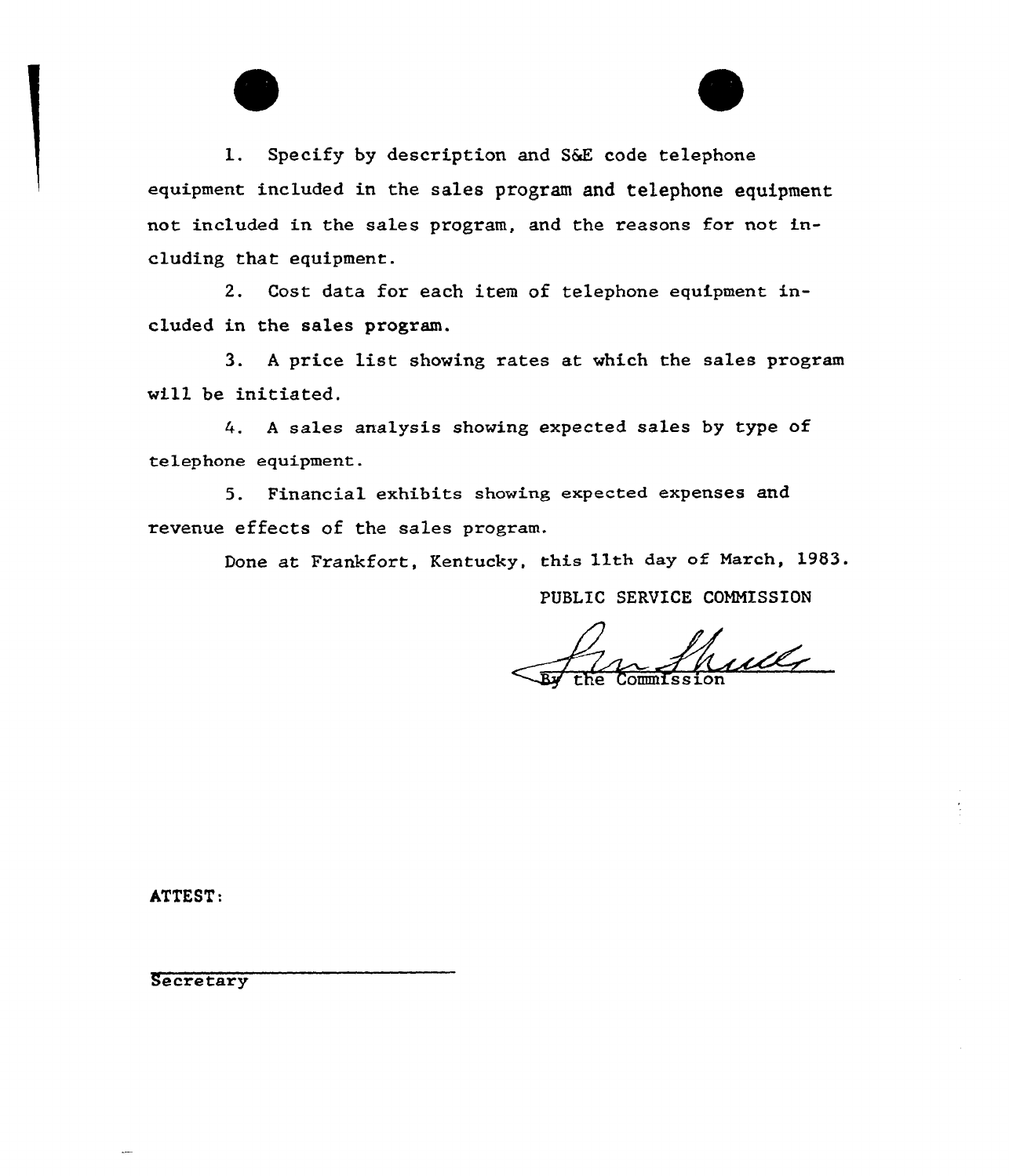1. Specify by description and S&E code telephone equipment included in the sales program and telephone equipment not included in the sales program, and the reasons for not including that equipment.

2. Cost data for each item of telephone equipment included in the sales program.

3. A price list showing rates at which the sales program will be initiated.

4. A sales analysis showing expected sales by type of telephone equipment.

5. Financial exhibits showing expected expenses and revenue effects of the sales program.

Done at Frankfort, Kentucky, this 11th day of March, 1983.

PUBLIC SERVICE COMMISSION

By the Commission

ATTEST:

Secretary